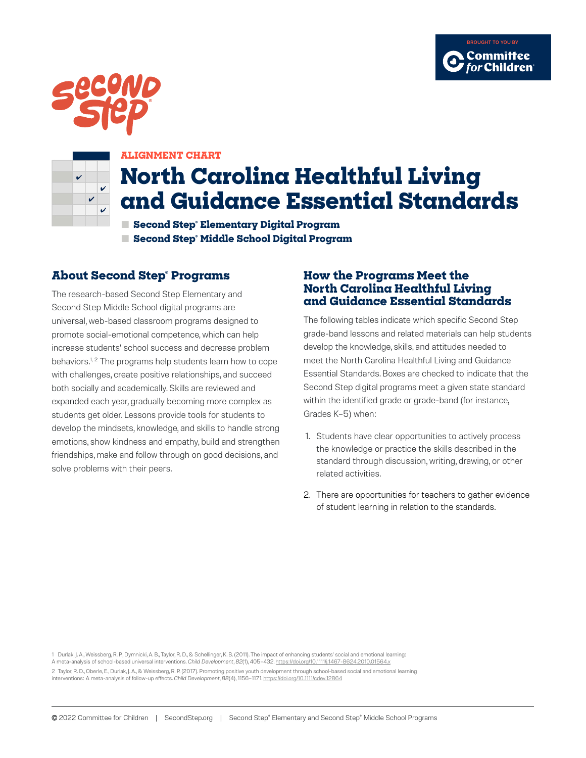BROUGHT TO YOU BY Committee for Children

Second Step

ALIGNMENT CHART

# North Carolina Healthful Living and Guidance Essential Standards

- **Second Step® Elementary Digital Program**
- **Second Step® Middle School Digital Program**

## About Second Step® Programs

The research-based Second Step Elementary and Second Step Middle School digital programs are universal, web-based classroom programs designed to promote social-emotional competence, which can help increase students' school success and decrease problem behaviors.[1, 2] The programs help students learn how to cope with challenges, create positive relationships, and succeed both socially and academically. Skills are reviewed and expanded each year, gradually becoming more complex as students get older. Lessons provide tools for students to develop the mindsets, knowledge, and skills to handle strong emotions, show kindness and empathy, build and strengthen friendships, make and follow through on good decisions, and solve problems with their peers.

## How the Programs Meet the North Carolina Healthful Living and Guidance Essential Standards

The following tables indicate which specific Second Step grade-band lessons and related materials can help students develop the knowledge, skills, and attitudes needed to meet the North Carolina Healthful Living and Guidance Essential Standards. Boxes are checked to indicate that the Second Step digital programs meet a given state standard within the identified grade or grade-band (for instance, Grades K–5) when:

1. Students have clear opportunities to actively process the knowledge or practice the skills described in the standard through discussion, writing, drawing, or other related activities.
2. There are opportunities for teachers to gather evidence of student learning in relation to the standards.

1 Durlak, J. A., Weissberg, R. P., Dymnicki, A. B., Taylor, R. D., & Schellinger, K. B. (2011). The impact of enhancing students' social and emotional learning: A meta-analysis of school-based universal interventions. *Child Development*, *82*(1), 405–432. https://doi.org/10.1111/j.1467-8624.2010.01564.x

2 Taylor, R. D., Oberle, E., Durlak, J. A., & Weissberg, R. P. (2017). Promoting positive youth development through school-based social and emotional learning interventions: A meta-analysis of follow-up effects. *Child Development*, *88*(4), 1156–1171. https://doi.org/10.1111/cdev.12864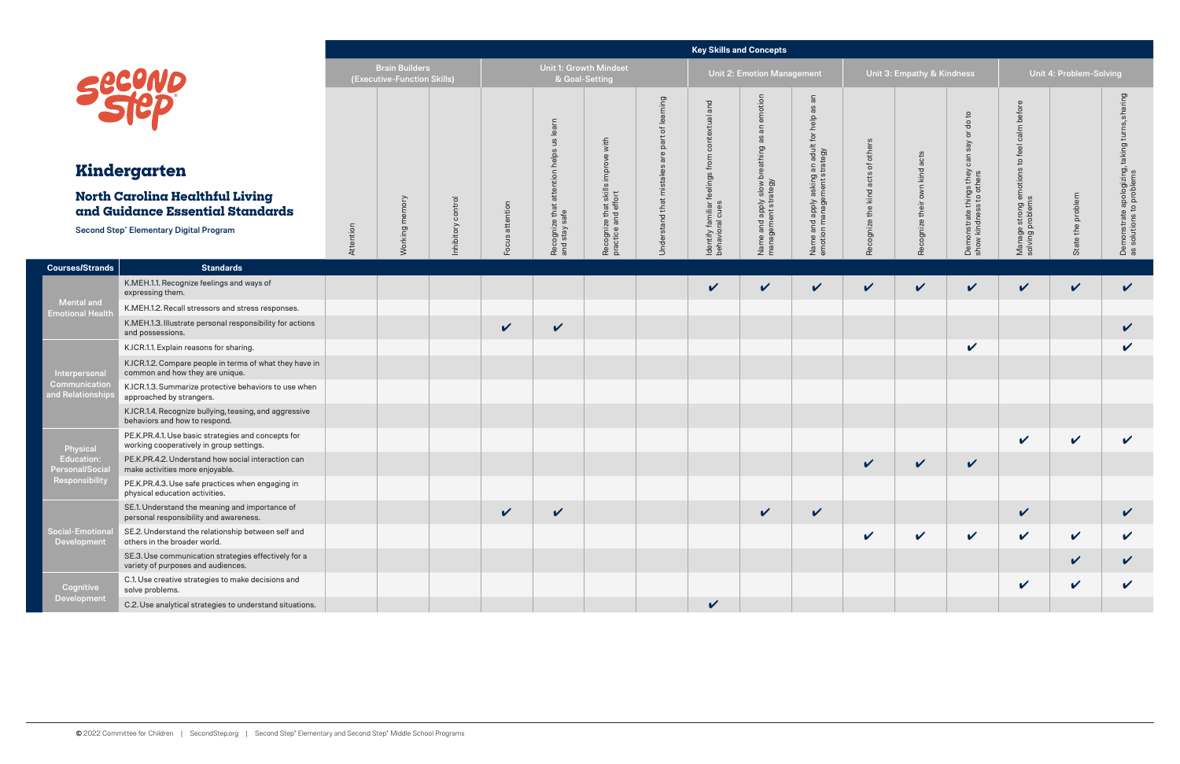# Kindergarten

## North Carolina Healthful Living and Guidance Essential Standards

Second Step® Elementary Digital Program

| Courses/Strands | Standards | Key Skills and Concepts | | | | | | | | | | | | | | | |
|---|---|---|---|---|---|---|---|---|---|---|---|---|---|---|---|---|---|
| | | Brain Builders (Executive-Function Skills) | | | Unit 1: Growth Mindset & Goal-Setting | | | | Unit 2: Emotion Management | | | Unit 3: Empathy & Kindness | | | Unit 4: Problem-Solving | | |
| | | Attention | Working memory | Inhibitory control | Focus attention | Recognize that attention helps us learn and stay safe | Recognize that skills improve with practice and effort | Understand that mistakes are part of learning | Identify familiar feelings from contextual and behavioral cues | Name and apply slow breathing as an emotion management strategy | Name and apply asking an adult for help as an emotion management strategy | Recognize the kind acts of others | Recognize their own kind acts | Demonstrate things they can say or do to show kindness to others | Manage strong emotions to feel calm before solving problems | State the problem | Demonstrate apologizing, taking turns, sharing as solutions to problems |
| Mental and Emotional Health | K.MEH.1.1. Recognize feelings and ways of expressing them. | | | | | | | | ✔ | ✔ | ✔ | ✔ | ✔ | ✔ | ✔ | ✔ | ✔ |
| | K.MEH.1.2. Recall stressors and stress responses. | | | | | | | | | | | | | | | | |
| | K.MEH.1.3. Illustrate personal responsibility for actions and possessions. | | | | ✔ | ✔ | | | | | | | | | | | ✔ |
| Interpersonal Communication and Relationships | K.ICR.1.1. Explain reasons for sharing. | | | | | | | | | | | | | ✔ | | | ✔ |
| | K.ICR.1.2. Compare people in terms of what they have in common and how they are unique. | | | | | | | | | | | | | | | | |
| | K.ICR.1.3. Summarize protective behaviors to use when approached by strangers. | | | | | | | | | | | | | | | | |
| | K.ICR.1.4. Recognize bullying, teasing, and aggressive behaviors and how to respond. | | | | | | | | | | | | | | | | |
| Physical Education: Personal/Social Responsibility | PE.K.PR.4.1. Use basic strategies and concepts for working cooperatively in group settings. | | | | | | | | | | | | | | ✔ | ✔ | ✔ |
| | PE.K.PR.4.2. Understand how social interaction can make activities more enjoyable. | | | | | | | | | | | ✔ | ✔ | ✔ | | | |
| | PE.K.PR.4.3. Use safe practices when engaging in physical education activities. | | | | | | | | | | | | | | | | |
| Social-Emotional Development | SE.1. Understand the meaning and importance of personal responsibility and awareness. | | | | ✔ | ✔ | | | | ✔ | ✔ | | | | ✔ | | ✔ |
| | SE.2. Understand the relationship between self and others in the broader world. | | | | | | | | | | | ✔ | ✔ | ✔ | ✔ | ✔ | ✔ |
| | SE.3. Use communication strategies effectively for a variety of purposes and audiences. | | | | | | | | | | | | | | | ✔ | ✔ |
| Cognitive Development | C.1. Use creative strategies to make decisions and solve problems. | | | | | | | | | | | | | | ✔ | ✔ | ✔ |
| | C.2. Use analytical strategies to understand situations. | | | | | | | | ✔ | | | | | | | | |

© 2022 Committee for Children | SecondStep.org | Second Step® Elementary and Second Step® Middle School Programs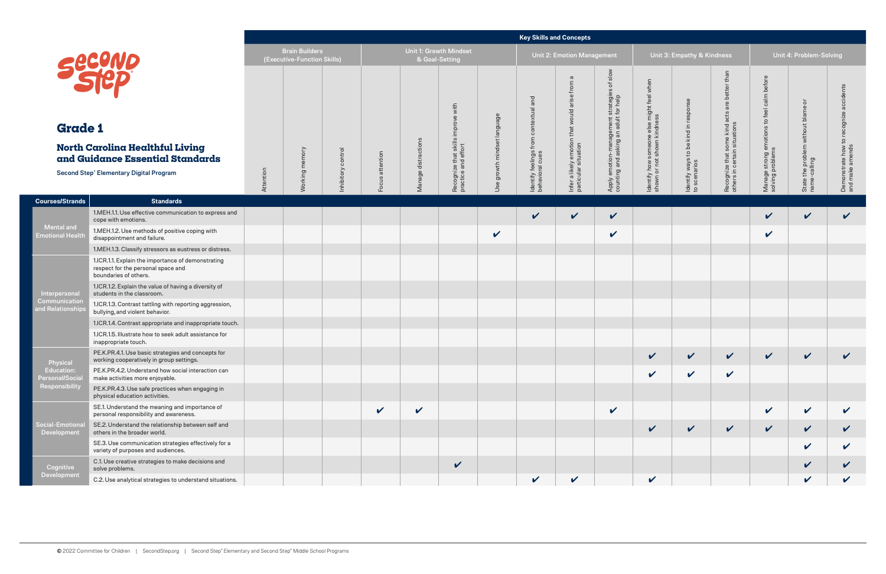# Grade 1

## North Carolina Healthful Living and Guidance Essential Standards

Second Step® Elementary Digital Program

| | | Key Skills and Concepts | | | | | | | | | | | | | | | |
|---|---|---|---|---|---|---|---|---|---|---|---|---|---|---|---|---|---|
| | | Brain Builders (Executive-Function Skills) | | | Unit 1: Growth Mindset & Goal-Setting | | | | Unit 2: Emotion Management | | | Unit 3: Empathy & Kindness | | | Unit 4: Problem-Solving | | |
| **Courses/Strands** | **Standards** | Attention | Working memory | Inhibitory control | Focus attention | Manage distractions | Recognize that skills improve with practice and effort | Use growth mindset language | Identify feelings from contextual and behavioral cues | Infer a likely emotion that would arise from a particular situation | Apply emotion-management strategies of slow counting and asking an adult for help | Identify how someone else might feel when shown or not shown kindness | Identify ways to be kind in response to scenarios | Recognize that some kind acts are better than others in certain situations | Manage strong emotions to feel calm before solving problems | State the problem without blame or name-calling | Demonstrate how to recognize accidents and make amends |
| Mental and Emotional Health | 1.MEH.1.1. Use effective communication to express and cope with emotions. | | | | | | | | ✔ | ✔ | ✔ | | | | ✔ | ✔ | ✔ |
| | 1.MEH.1.2. Use methods of positive coping with disappointment and failure. | | | | | | | ✔ | | | ✔ | | | | ✔ | | |
| | 1.MEH.1.3. Classify stressors as eustress or distress. | | | | | | | | | | | | | | | | |
| Interpersonal Communication and Relationships | 1.ICR.1.1. Explain the importance of demonstrating respect for the personal space and boundaries of others. | | | | | | | | | | | | | | | | |
| | 1.ICR.1.2. Explain the value of having a diversity of students in the classroom. | | | | | | | | | | | | | | | | |
| | 1.ICR.1.3. Contrast tattling with reporting aggression, bullying, and violent behavior. | | | | | | | | | | | | | | | | |
| | 1.ICR.1.4. Contrast appropriate and inappropriate touch. | | | | | | | | | | | | | | | | |
| | 1.ICR.1.5. Illustrate how to seek adult assistance for inappropriate touch. | | | | | | | | | | | | | | | | |
| Physical Education: Personal/Social Responsibility | PE.K.PR.4.1. Use basic strategies and concepts for working cooperatively in group settings. | | | | | | | | | | | ✔ | ✔ | ✔ | ✔ | ✔ | ✔ |
| | PE.K.PR.4.2. Understand how social interaction can make activities more enjoyable. | | | | | | | | | | | ✔ | ✔ | ✔ | | | |
| | PE.K.PR.4.3. Use safe practices when engaging in physical education activities. | | | | | | | | | | | | | | | | |
| Social-Emotional Development | SE.1. Understand the meaning and importance of personal responsibility and awareness. | | | | ✔ | ✔ | | | | | ✔ | | | | ✔ | ✔ | ✔ |
| | SE.2. Understand the relationship between self and others in the broader world. | | | | | | | | | | | ✔ | ✔ | ✔ | ✔ | ✔ | ✔ |
| | SE.3. Use communication strategies effectively for a variety of purposes and audiences. | | | | | | | | | | | | | | | ✔ | ✔ |
| Cognitive Development | C.1. Use creative strategies to make decisions and solve problems. | | | | | | ✔ | | | | | | | | | ✔ | ✔ |
| | C.2. Use analytical strategies to understand situations. | | | | | | | | ✔ | ✔ | | ✔ | | | | ✔ | ✔ |

© 2022 Committee for Children | SecondStep.org | Second Step® Elementary and Second Step® Middle School Programs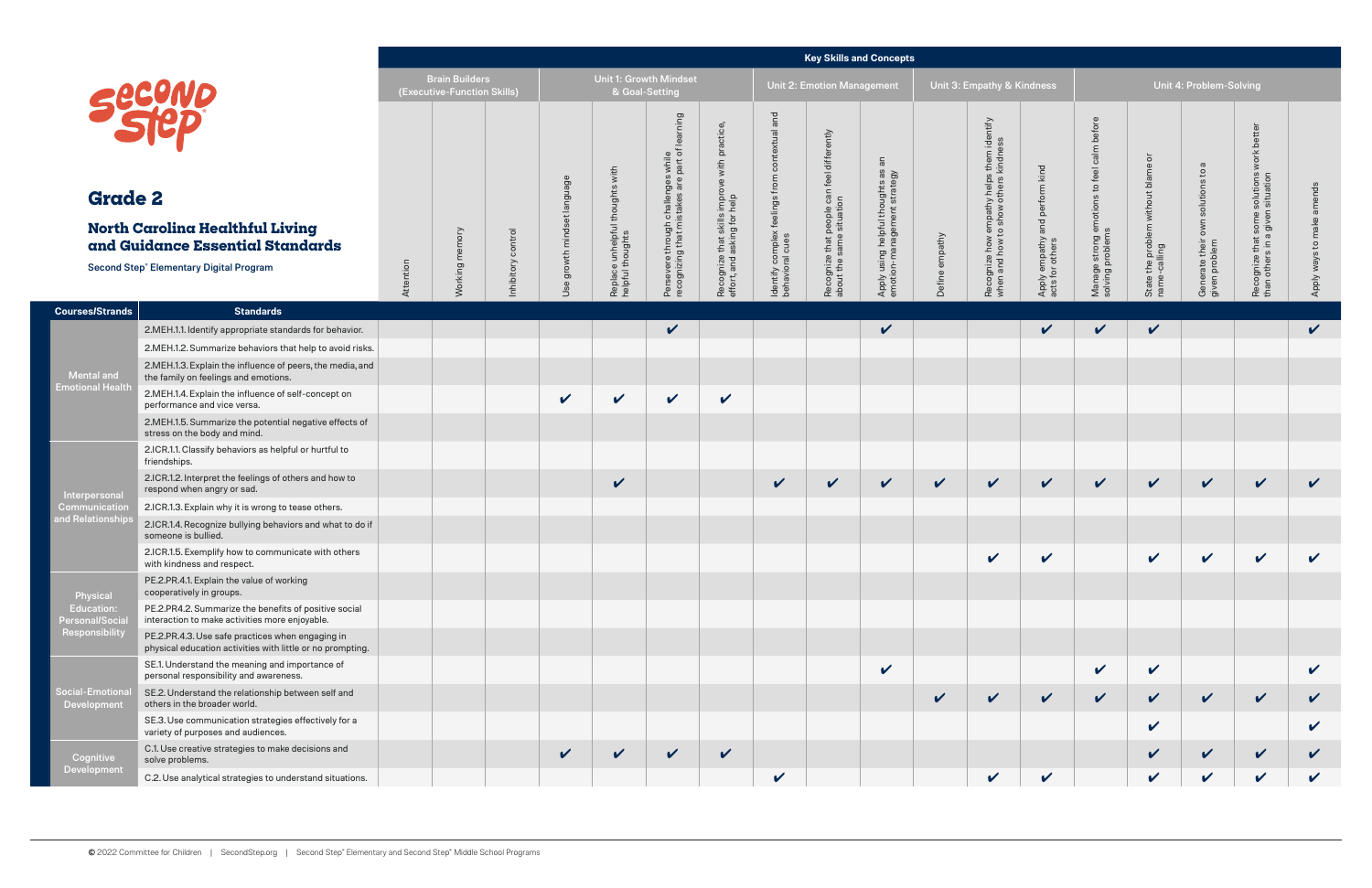# Grade 2

## North Carolina Healthful Living and Guidance Essential Standards

Second Step® Elementary Digital Program

**Key Skills and Concepts**

| Courses/Strands | Standards | Brain Builders (Executive-Function Skills) | | | Unit 1: Growth Mindset & Goal-Setting | | | | Unit 2: Emotion Management | | | Unit 3: Empathy & Kindness | | | Unit 4: Problem-Solving | | | | |
|---|---|---|---|---|---|---|---|---|---|---|---|---|---|---|---|---|---|---|---|
| | | Attention | Working memory | Inhibitory control | Use growth mindset language | Replace unhelpful thoughts with helpful thoughts | Persevere through challenges while recognizing that mistakes are part of learning | Recognize that skills improve with practice, effort, and asking for help | Identify complex feelings from contextual and behavioral cues | Recognize that people can feel differently about the same situation | Apply using helpful thoughts as an emotion-management strategy | Define empathy | Recognize how empathy helps them identify when and how to show others kindness | Apply empathy and perform kind acts for others | Manage strong emotions to feel calm before solving problems | State the problem without blame or name-calling | Generate their own solutions to a given problem | Recognize that some solutions work better than others in a given situation | Apply ways to make amends |
| Mental and Emotional Health | 2.MEH.1.1. Identify appropriate standards for behavior. | | | | | | ✔ | | | | ✔ | | | ✔ | ✔ | ✔ | | | ✔ |
| | 2.MEH.1.2. Summarize behaviors that help to avoid risks. | | | | | | | | | | | | | | | | | | |
| | 2.MEH.1.3. Explain the influence of peers, the media, and the family on feelings and emotions. | | | | | | | | | | | | | | | | | | |
| | 2.MEH.1.4. Explain the influence of self-concept on performance and vice versa. | | | | ✔ | ✔ | ✔ | ✔ | | | | | | | | | | | |
| | 2.MEH.1.5. Summarize the potential negative effects of stress on the body and mind. | | | | | | | | | | | | | | | | | | |
| Interpersonal Communication and Relationships | 2.ICR.1.1. Classify behaviors as helpful or hurtful to friendships. | | | | | | | | | | | | | | | | | | |
| | 2.ICR.1.2. Interpret the feelings of others and how to respond when angry or sad. | | | | | ✔ | | | ✔ | ✔ | ✔ | ✔ | ✔ | ✔ | ✔ | ✔ | ✔ | ✔ | ✔ |
| | 2.ICR.1.3. Explain why it is wrong to tease others. | | | | | | | | | | | | | | | | | | |
| | 2.ICR.1.4. Recognize bullying behaviors and what to do if someone is bullied. | | | | | | | | | | | | | | | | | | |
| | 2.ICR.1.5. Exemplify how to communicate with others with kindness and respect. | | | | | | | | | | | | ✔ | ✔ | | ✔ | ✔ | ✔ | ✔ |
| Physical Education: Personal/Social Responsibility | PE.2.PR.4.1. Explain the value of working cooperatively in groups. | | | | | | | | | | | | | | | | | | |
| | PE.2.PR4.2. Summarize the benefits of positive social interaction to make activities more enjoyable. | | | | | | | | | | | | | | | | | | |
| | PE.2.PR.4.3. Use safe practices when engaging in physical education activities with little or no prompting. | | | | | | | | | | | | | | | | | | |
| Social-Emotional Development | SE.1. Understand the meaning and importance of personal responsibility and awareness. | | | | | | | | | | ✔ | | | | ✔ | ✔ | | | ✔ |
| | SE.2. Understand the relationship between self and others in the broader world. | | | | | | | | | | | ✔ | ✔ | ✔ | ✔ | ✔ | ✔ | ✔ | ✔ |
| | SE.3. Use communication strategies effectively for a variety of purposes and audiences. | | | | | | | | | | | | | | | ✔ | | | ✔ |
| Cognitive Development | C.1. Use creative strategies to make decisions and solve problems. | | | | ✔ | ✔ | ✔ | ✔ | | | | | | | | ✔ | ✔ | ✔ | ✔ |
| | C.2. Use analytical strategies to understand situations. | | | | | | | | ✔ | | | | ✔ | ✔ | | ✔ | ✔ | ✔ | ✔ |

© 2022 Committee for Children | SecondStep.org | Second Step® Elementary and Second Step® Middle School Programs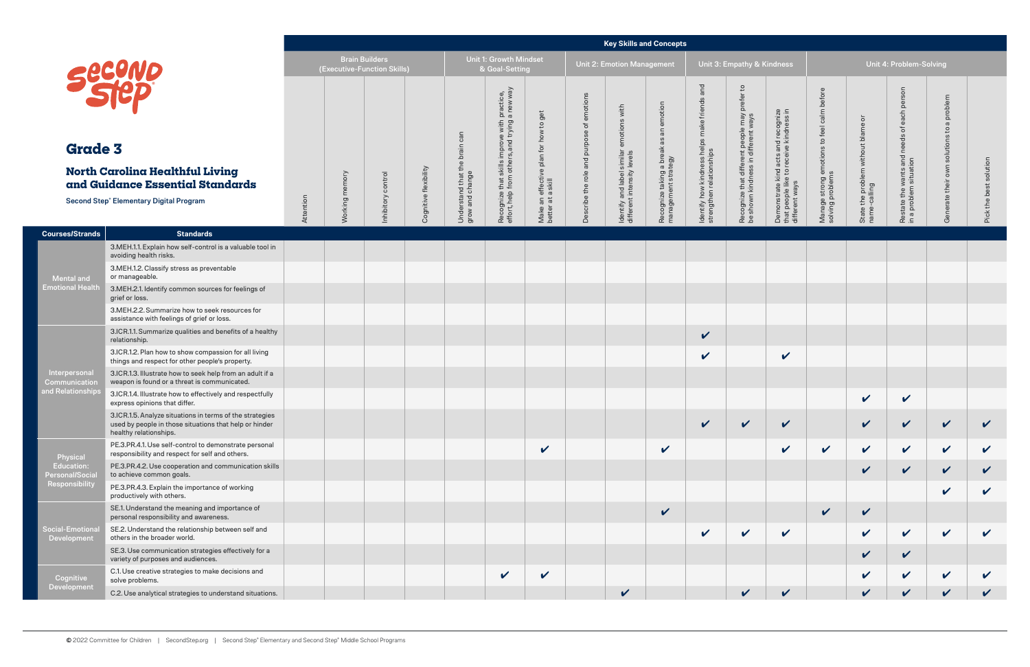# Grade 3

## North Carolina Healthful Living and Guidance Essential Standards

Second Step® Elementary Digital Program

| Courses/Strands | Standards | Key Skills and Concepts | | | | | | | | | | | | | | | | | |
|---|---|---|---|---|---|---|---|---|---|---|---|---|---|---|---|---|---|---|---|
| | | Brain Builders (Executive-Function Skills) | | | | Unit 1: Growth Mindset & Goal-Setting | | | Unit 2: Emotion Management | | | Unit 3: Empathy & Kindness | | | Unit 4: Problem-Solving | | | | |
| | | Attention | Working memory | Inhibitory control | Cognitive flexibility | Understand that the brain can grow and change | Recognize that skills improve with practice, effort, help from others, and trying a new way | Make an effective plan for how to get better at a skill | Describe the role and purpose of emotions | Identify and label similar emotions with different intensity levels | Recognize taking a break as an emotion management strategy | Identify how kindness helps make friends and strengthen relationships | Recognize that different people may prefer to be shown kindness in different ways | Demonstrate kind acts and recognize that people like to receive kindness in different ways | Manage strong emotions to feel calm before solving problems | State the problem without blame or name-calling | Restate the wants and needs of each person in a problem situation | Generate their own solutions to a problem | Pick the best solution |
| Mental and Emotional Health | 3.MEH.1.1. Explain how self-control is a valuable tool in avoiding health risks. | | | | | | | | | | | | | | | | | | |
| | 3.MEH.1.2. Classify stress as preventable or manageable. | | | | | | | | | | | | | | | | | | |
| | 3.MEH.2.1. Identify common sources for feelings of grief or loss. | | | | | | | | | | | | | | | | | | |
| | 3.MEH.2.2. Summarize how to seek resources for assistance with feelings of grief or loss. | | | | | | | | | | | | | | | | | | |
| Interpersonal Communication and Relationships | 3.ICR.1.1. Summarize qualities and benefits of a healthy relationship. | | | | | | | | | | | ✔ | | | | | | | |
| | 3.ICR.1.2. Plan how to show compassion for all living things and respect for other people's property. | | | | | | | | | | | ✔ | | ✔ | | | | | |
| | 3.ICR.1.3. Illustrate how to seek help from an adult if a weapon is found or a threat is communicated. | | | | | | | | | | | | | | | | | | |
| | 3.ICR.1.4. Illustrate how to effectively and respectfully express opinions that differ. | | | | | | | | | | | | | | | ✔ | ✔ | | |
| | 3.ICR.1.5. Analyze situations in terms of the strategies used by people in those situations that help or hinder healthy relationships. | | | | | | | | | | | ✔ | ✔ | ✔ | | ✔ | ✔ | ✔ | ✔ |
| Physical Education: Personal/Social Responsibility | PE.3.PR.4.1. Use self-control to demonstrate personal responsibility and respect for self and others. | | | | | | | ✔ | | | ✔ | | | ✔ | ✔ | ✔ | ✔ | ✔ | ✔ |
| | PE.3.PR.4.2. Use cooperation and communication skills to achieve common goals. | | | | | | | | | | | | | | | ✔ | ✔ | ✔ | ✔ |
| | PE.3.PR.4.3. Explain the importance of working productively with others. | | | | | | | | | | | | | | | | | ✔ | ✔ |
| Social-Emotional Development | SE.1. Understand the meaning and importance of personal responsibility and awareness. | | | | | | | | | | ✔ | | | | ✔ | ✔ | | | |
| | SE.2. Understand the relationship between self and others in the broader world. | | | | | | | | | | | ✔ | ✔ | ✔ | | ✔ | ✔ | ✔ | ✔ |
| | SE.3. Use communication strategies effectively for a variety of purposes and audiences. | | | | | | | | | | | | | | | ✔ | ✔ | | |
| Cognitive Development | C.1. Use creative strategies to make decisions and solve problems. | | | | | | ✔ | ✔ | | | | | | | | ✔ | ✔ | ✔ | ✔ |
| | C.2. Use analytical strategies to understand situations. | | | | | | | | | ✔ | | | ✔ | ✔ | | ✔ | ✔ | ✔ | ✔ |

© 2022 Committee for Children | SecondStep.org | Second Step® Elementary and Second Step® Middle School Programs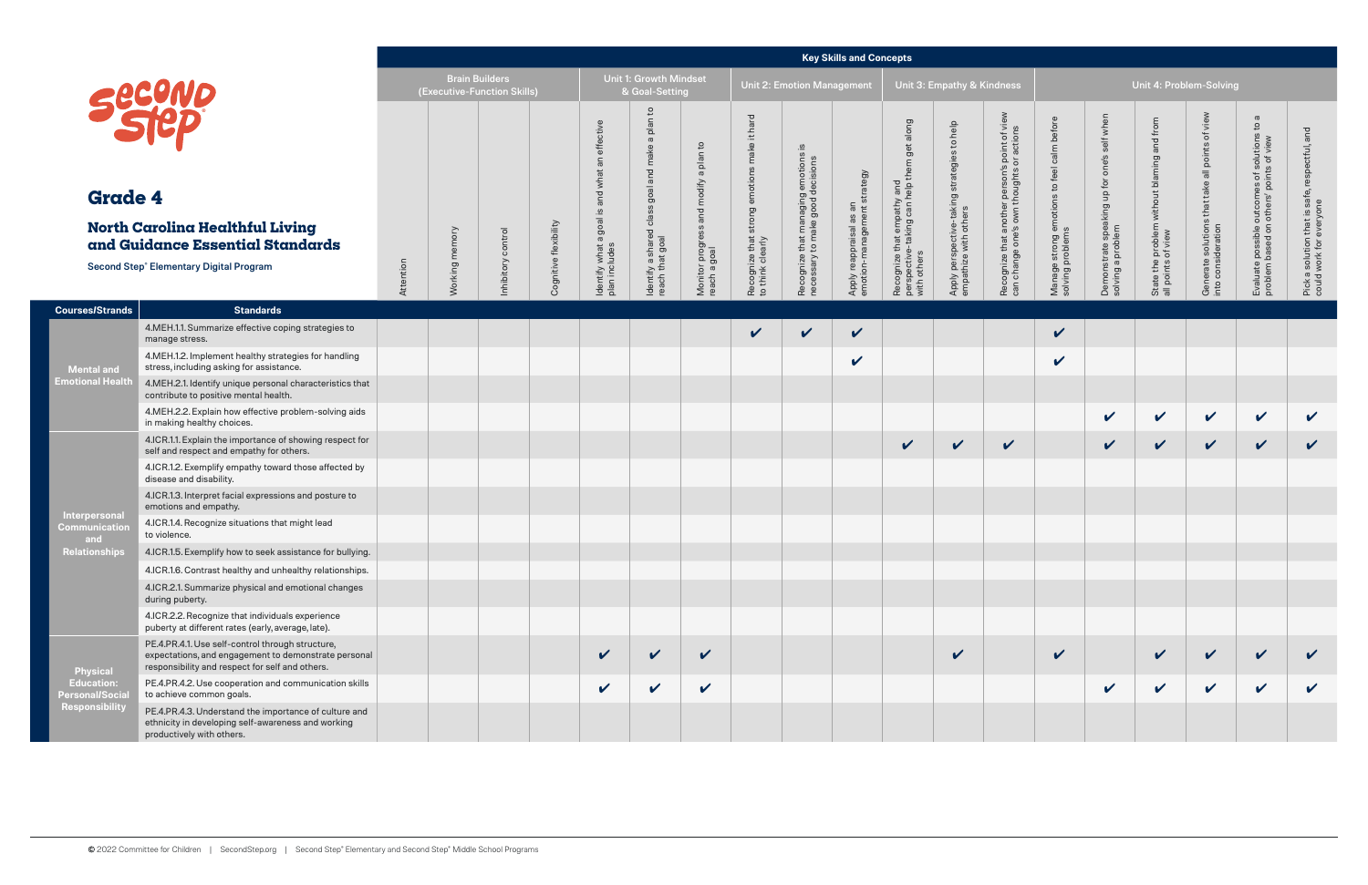# Grade 4

## North Carolina Healthful Living and Guidance Essential Standards

Second Step® Elementary Digital Program

| | | Key Skills and Concepts | | | | | | | | | | | | | | | | | | |
|---|---|---|---|---|---|---|---|---|---|---|---|---|---|---|---|---|---|---|---|---|
| | | Brain Builders (Executive-Function Skills) | | | | Unit 1: Growth Mindset & Goal-Setting | | | Unit 2: Emotion Management | | | Unit 3: Empathy & Kindness | | | Unit 4: Problem-Solving | | | | | |
| **Courses/Strands** | **Standards** | Attention | Working memory | Inhibitory control | Cognitive flexibility | Identify what a goal is and what an effective plan includes | Identify a shared class goal and make a plan to reach that goal | Monitor progress and modify a plan to reach a goal | Recognize that strong emotions make it hard to think clearly | Recognize that managing emotions is necessary to make good decisions | Apply reappraisal as an emotion-management strategy | Recognize that empathy and perspective-taking can help them get along with others | Apply perspective-taking strategies to help empathize with others | Recognize that another person's point of view can change one's own thoughts or actions | Manage strong emotions to feel calm before solving problems | Demonstrate speaking up for one's self when solving a problem | State the problem without blaming and from all points of view | Generate solutions that take all points of view into consideration | Evaluate possible outcomes of solutions to a problem based on others' points of view | Pick a solution that is safe, respectful, and could work for everyone |
| Mental and Emotional Health | 4.MEH.1.1. Summarize effective coping strategies to manage stress. | | | | | | | | ✔ | ✔ | ✔ | | | | ✔ | | | | | |
| | 4.MEH.1.2. Implement healthy strategies for handling stress, including asking for assistance. | | | | | | | | | | ✔ | | | | ✔ | | | | | |
| | 4.MEH.2.1. Identify unique personal characteristics that contribute to positive mental health. | | | | | | | | | | | | | | | | | | | |
| | 4.MEH.2.2. Explain how effective problem-solving aids in making healthy choices. | | | | | | | | | | | | | | | ✔ | ✔ | ✔ | ✔ | ✔ |
| Interpersonal Communication and Relationships | 4.ICR.1.1. Explain the importance of showing respect for self and respect and empathy for others. | | | | | | | | | | | ✔ | ✔ | ✔ | | ✔ | ✔ | ✔ | ✔ | ✔ |
| | 4.ICR.1.2. Exemplify empathy toward those affected by disease and disability. | | | | | | | | | | | | | | | | | | | |
| | 4.ICR.1.3. Interpret facial expressions and posture to emotions and empathy. | | | | | | | | | | | | | | | | | | | |
| | 4.ICR.1.4. Recognize situations that might lead to violence. | | | | | | | | | | | | | | | | | | | |
| | 4.ICR.1.5. Exemplify how to seek assistance for bullying. | | | | | | | | | | | | | | | | | | | |
| | 4.ICR.1.6. Contrast healthy and unhealthy relationships. | | | | | | | | | | | | | | | | | | | |
| | 4.ICR.2.1. Summarize physical and emotional changes during puberty. | | | | | | | | | | | | | | | | | | | |
| | 4.ICR.2.2. Recognize that individuals experience puberty at different rates (early, average, late). | | | | | | | | | | | | | | | | | | | |
| Physical Education: Personal/Social Responsibility | PE.4.PR.4.1. Use self-control through structure, expectations, and engagement to demonstrate personal responsibility and respect for self and others. | | | | | ✔ | ✔ | ✔ | | | | | ✔ | | ✔ | | ✔ | ✔ | ✔ | ✔ |
| | PE.4.PR.4.2. Use cooperation and communication skills to achieve common goals. | | | | | ✔ | ✔ | ✔ | | | | | | | | ✔ | ✔ | ✔ | ✔ | ✔ |
| | PE.4.PR.4.3. Understand the importance of culture and ethnicity in developing self-awareness and working productively with others. | | | | | | | | | | | | | | | | | | | |

© 2022 Committee for Children | SecondStep.org | Second Step® Elementary and Second Step® Middle School Programs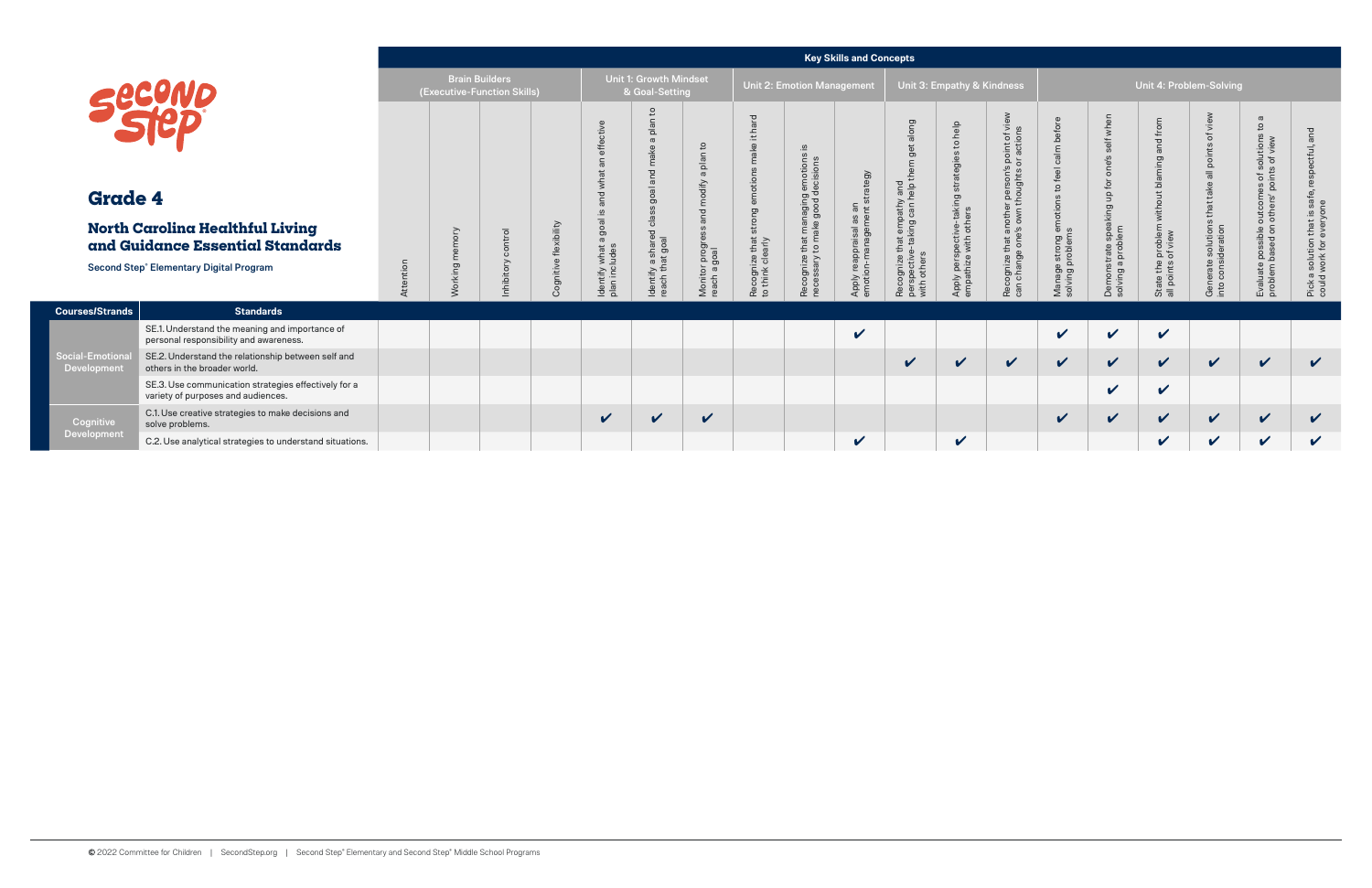# Grade 4

## North Carolina Healthful Living and Guidance Essential Standards

Second Step® Elementary Digital Program

| | | Key Skills and Concepts | | | | | | | | | | | | | | | | | | |
|---|---|---|---|---|---|---|---|---|---|---|---|---|---|---|---|---|---|---|---|---|
| | | Brain Builders (Executive-Function Skills) | | | | Unit 1: Growth Mindset & Goal-Setting | | | Unit 2: Emotion Management | | | Unit 3: Empathy & Kindness | | | Unit 4: Problem-Solving | | | | | |
| **Courses/Strands** | **Standards** | Attention | Working memory | Inhibitory control | Cognitive flexibility | Identify what a goal is and what an effective plan includes | Identify a shared class goal and make a plan to reach that goal | Monitor progress and modify a plan to reach a goal | Recognize that strong emotions make it hard to think clearly | Recognize that managing emotions is necessary to make good decisions | Apply reappraisal as an emotion-management strategy | Recognize that empathy and perspective-taking can help them get along with others | Apply perspective-taking strategies to help empathize with others | Recognize that another person's point of view can change one's own thoughts or actions | Manage strong emotions to feel calm before solving problems | Demonstrate speaking up for one's self when solving a problem | State the problem without blaming and from all points of view | Generate solutions that take all points of view into consideration | Evaluate possible outcomes of solutions to a problem based on others' points of view | Pick a solution that is safe, respectful, and could work for everyone |
| Social-Emotional Development | SE.1. Understand the meaning and importance of personal responsibility and awareness. | | | | | | | | | | ✔ | | | | ✔ | ✔ | ✔ | | | |
| | SE.2. Understand the relationship between self and others in the broader world. | | | | | | | | | | | ✔ | ✔ | ✔ | ✔ | ✔ | ✔ | ✔ | ✔ | ✔ |
| | SE.3. Use communication strategies effectively for a variety of purposes and audiences. | | | | | | | | | | | | | | | ✔ | ✔ | | | |
| Cognitive Development | C.1. Use creative strategies to make decisions and solve problems. | | | | | ✔ | ✔ | ✔ | | | | | | | ✔ | ✔ | ✔ | ✔ | ✔ | ✔ |
| | C.2. Use analytical strategies to understand situations. | | | | | | | | | | ✔ | | ✔ | | | | ✔ | ✔ | ✔ | ✔ |

© 2022 Committee for Children | SecondStep.org | Second Step® Elementary and Second Step® Middle School Programs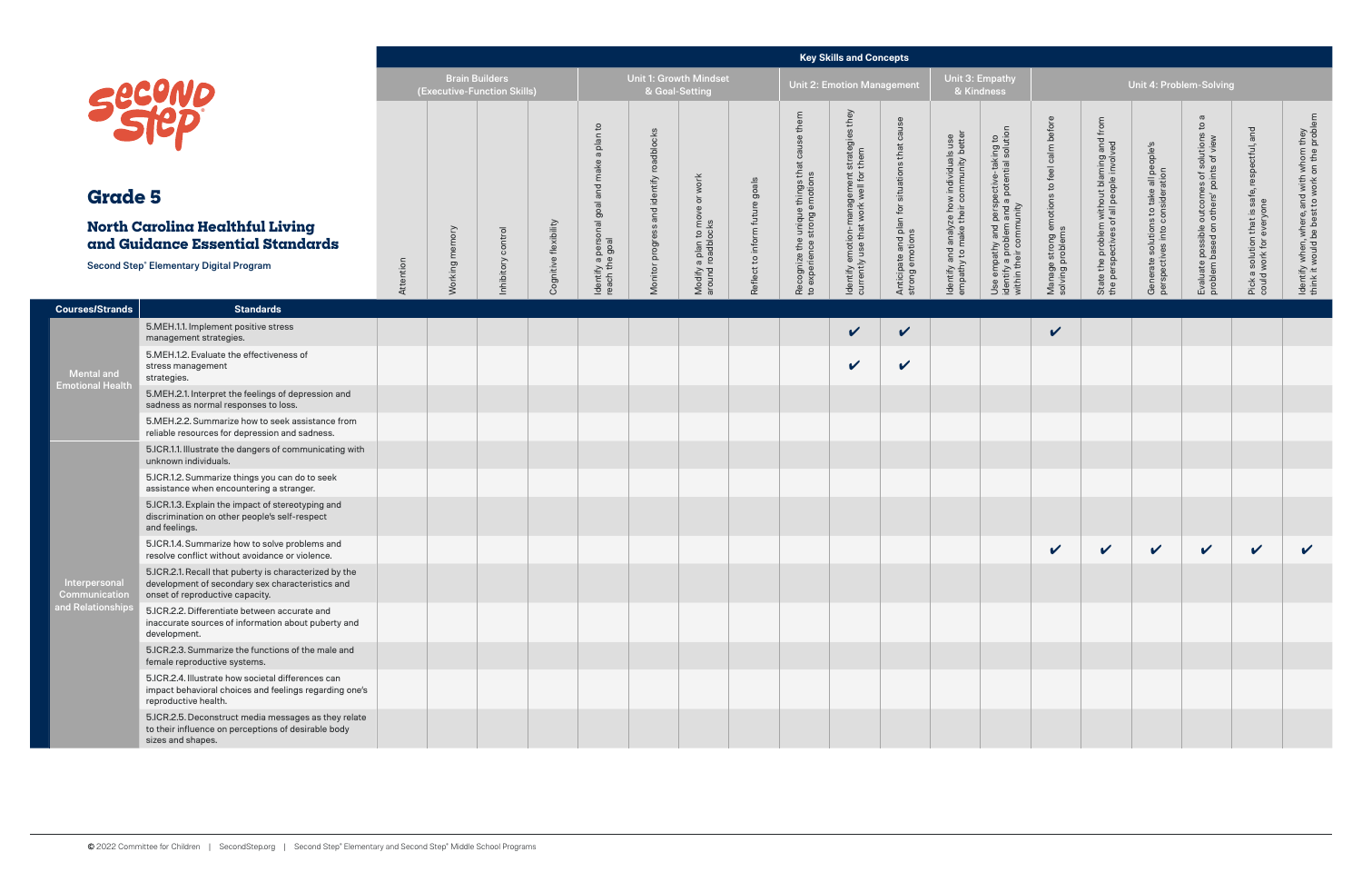# Second Step

## Grade 5

### North Carolina Healthful Living and Guidance Essential Standards

Second Step® Elementary Digital Program

| Courses/Strands | Standards | Attention | Working memory | Inhibitory control | Cognitive flexibility | Identify a personal goal and make a plan to reach the goal | Monitor progress and identify roadblocks | Modify a plan to move or work around roadblocks | Reflect to inform future goals | Recognize the unique things that cause them to experience strong emotions | Identify emotion-management strategies they currently use that work well for them | Anticipate and plan for situations that cause strong emotions | Identify and analyze how individuals use empathy to make their community better | Use empathy and perspective-taking to identify a problem and a potential solution within their community | Manage strong emotions to feel calm before solving problems | State the problem without blaming and from the perspectives of all people involved | Generate solutions to take all people's perspectives into consideration | Evaluate possible outcomes of solutions to a problem based on others' points of view | Pick a solution that is safe, respectful, and could work for everyone | Identify when, where, and with whom they think it would be best to work on the problem |
|---|---|---|---|---|---|---|---|---|---|---|---|---|---|---|---|---|---|---|---|---|
| | | Brain Builders (Executive-Function Skills) | | | | Unit 1: Growth Mindset & Goal-Setting | | | | Unit 2: Emotion Management | | | Unit 3: Empathy & Kindness | | Unit 4: Problem-Solving | | | | | |
| Mental and Emotional Health | 5.MEH.1.1. Implement positive stress management strategies. | | | | | | | | | | ✔ | ✔ | | | ✔ | | | | | |
| | 5.MEH.1.2. Evaluate the effectiveness of stress management strategies. | | | | | | | | | | ✔ | ✔ | | | | | | | | |
| | 5.MEH.2.1. Interpret the feelings of depression and sadness as normal responses to loss. | | | | | | | | | | | | | | | | | | | |
| | 5.MEH.2.2. Summarize how to seek assistance from reliable resources for depression and sadness. | | | | | | | | | | | | | | | | | | | |
| Interpersonal Communication and Relationships | 5.ICR.1.1. Illustrate the dangers of communicating with unknown individuals. | | | | | | | | | | | | | | | | | | | |
| | 5.ICR.1.2. Summarize things you can do to seek assistance when encountering a stranger. | | | | | | | | | | | | | | | | | | | |
| | 5.ICR.1.3. Explain the impact of stereotyping and discrimination on other people's self-respect and feelings. | | | | | | | | | | | | | | | | | | | |
| | 5.ICR.1.4. Summarize how to solve problems and resolve conflict without avoidance or violence. | | | | | | | | | | | | | | ✔ | ✔ | ✔ | ✔ | ✔ | ✔ |
| | 5.ICR.2.1. Recall that puberty is characterized by the development of secondary sex characteristics and onset of reproductive capacity. | | | | | | | | | | | | | | | | | | | |
| | 5.ICR.2.2. Differentiate between accurate and inaccurate sources of information about puberty and development. | | | | | | | | | | | | | | | | | | | |
| | 5.ICR.2.3. Summarize the functions of the male and female reproductive systems. | | | | | | | | | | | | | | | | | | | |
| | 5.ICR.2.4. Illustrate how societal differences can impact behavioral choices and feelings regarding one's reproductive health. | | | | | | | | | | | | | | | | | | | |
| | 5.ICR.2.5. Deconstruct media messages as they relate to their influence on perceptions of desirable body sizes and shapes. | | | | | | | | | | | | | | | | | | | |

© 2022 Committee for Children | SecondStep.org | Second Step® Elementary and Second Step® Middle School Programs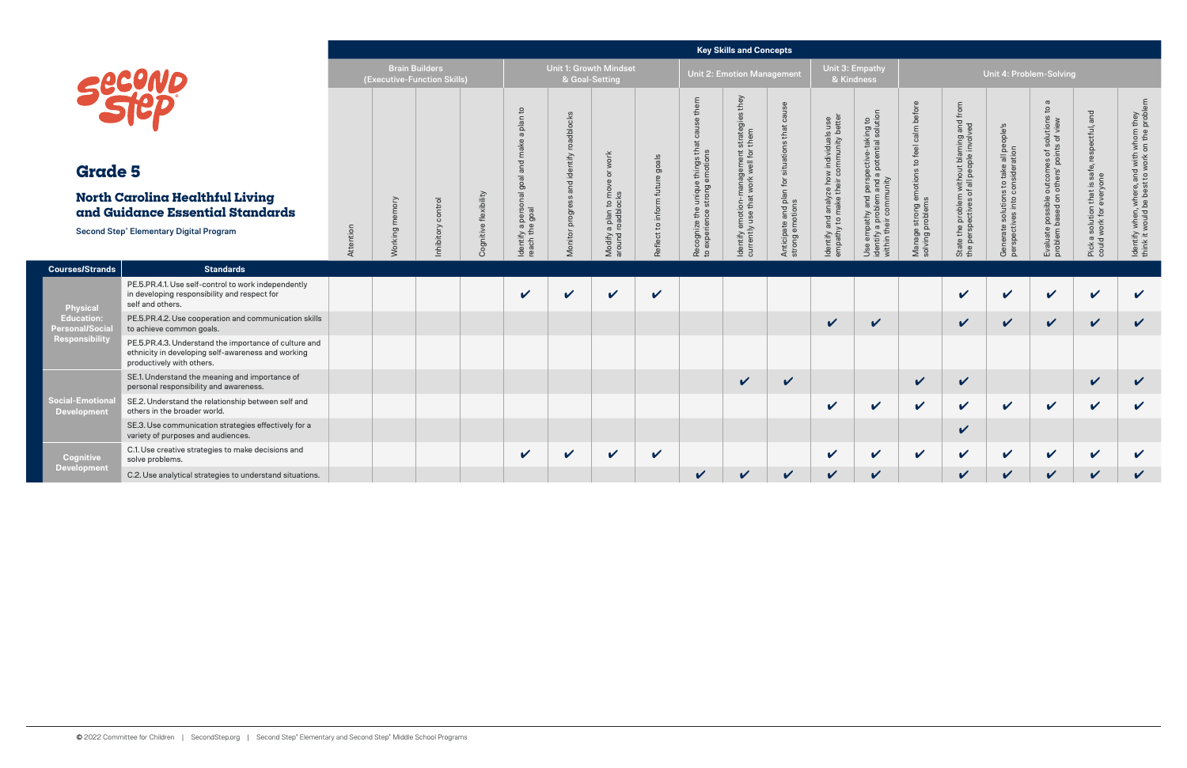# Grade 5

## North Carolina Healthful Living and Guidance Essential Standards

Second Step® Elementary Digital Program

| Courses/Strands | Standards | Key Skills and Concepts | | | | | | | | | | | | | | | | | | |
|---|---|---|---|---|---|---|---|---|---|---|---|---|---|---|---|---|---|---|---|---|
| | | Brain Builders (Executive-Function Skills) | | | | Unit 1: Growth Mindset & Goal-Setting | | | | Unit 2: Emotion Management | | | Unit 3: Empathy & Kindness | | Unit 4: Problem-Solving | | | | | |
| | | Attention | Working memory | Inhibitory control | Cognitive flexibility | Identify a personal goal and make a plan to reach the goal | Monitor progress and identify roadblocks | Modify a plan to move or work around roadblocks | Reflect to inform future goals | Recognize the unique things that cause them to experience strong emotions | Identify emotion-management strategies they currently use that work well for them | Anticipate and plan for situations that cause strong emotions | Identify and analyze how individuals use empathy to make their community better | Use empathy and perspective-taking to identify a problem and a potential solution within their community | Manage strong emotions to feel calm before solving problems | State the problem without blaming and from the perspectives of all people involved | Generate solutions to take all people's perspectives into consideration | Evaluate possible outcomes of solutions to a problem based on others' points of view | Pick a solution that is safe, respectful, and could work for everyone | Identify when, where, and with whom they think it would be best to work on the problem |
| Physical Education: Personal/Social Responsibility | PE.5.PR.4.1. Use self-control to work independently in developing responsibility and respect for self and others. | | | | | ✔ | ✔ | ✔ | ✔ | | | | | | | ✔ | ✔ | ✔ | ✔ | ✔ |
| | PE.5.PR.4.2. Use cooperation and communication skills to achieve common goals. | | | | | | | | | | | | ✔ | ✔ | | ✔ | ✔ | ✔ | ✔ | ✔ |
| | PE.5.PR.4.3. Understand the importance of culture and ethnicity in developing self-awareness and working productively with others. | | | | | | | | | | | | | | | | | | | |
| Social-Emotional Development | SE.1. Understand the meaning and importance of personal responsibility and awareness. | | | | | | | | | | ✔ | ✔ | | | ✔ | ✔ | | | ✔ | ✔ |
| | SE.2. Understand the relationship between self and others in the broader world. | | | | | | | | | | | | ✔ | ✔ | ✔ | ✔ | ✔ | ✔ | ✔ | ✔ |
| | SE.3. Use communication strategies effectively for a variety of purposes and audiences. | | | | | | | | | | | | | | | ✔ | | | | |
| Cognitive Development | C.1. Use creative strategies to make decisions and solve problems. | | | | | ✔ | ✔ | ✔ | ✔ | | | | ✔ | ✔ | ✔ | ✔ | ✔ | ✔ | ✔ | ✔ |
| | C.2. Use analytical strategies to understand situations. | | | | | | | | | ✔ | ✔ | ✔ | ✔ | ✔ | | ✔ | ✔ | ✔ | ✔ | ✔ |

© 2022 Committee for Children | SecondStep.org | Second Step® Elementary and Second Step® Middle School Programs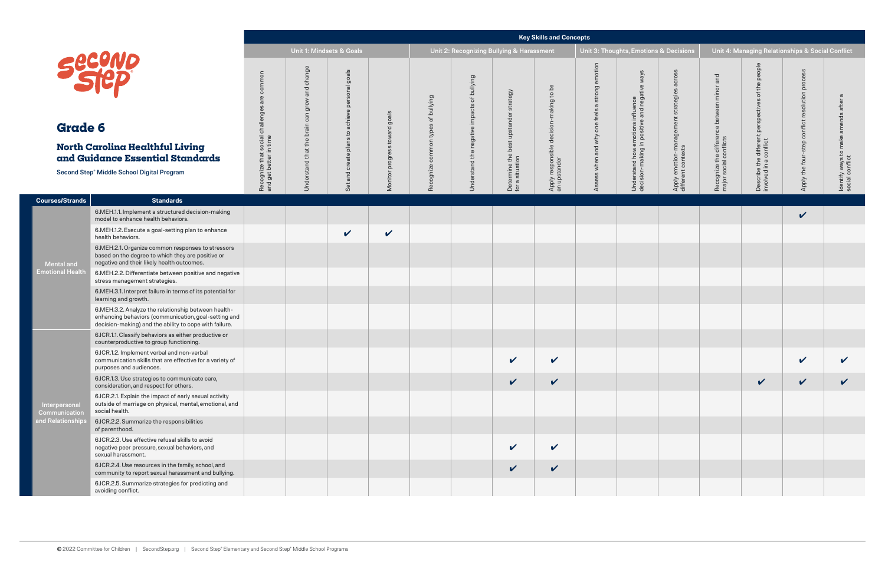# Grade 6

## North Carolina Healthful Living and Guidance Essential Standards

Second Step® Middle School Digital Program

| Courses/Strands | Standards | Unit 1: Mindsets & Goals | | | | Unit 2: Recognizing Bullying & Harassment | | | | Unit 3: Thoughts, Emotions & Decisions | | | Unit 4: Managing Relationships & Social Conflict | | | |
|---|---|---|---|---|---|---|---|---|---|---|---|---|---|---|---|---|
| | | Recognize that social challenges are common and get better in time | Understand that the brain can grow and change | Set and create plans to achieve personal goals | Monitor progress toward goals | Recognize common types of bullying | Understand the negative impacts of bullying | Determine the best upstander strategy for a situation | Apply responsible decision-making to be an upstander | Assess when and why one feels a strong emotion | Understand how emotions influence decision-making in positive and negative ways | Apply emotion-management strategies across different contexts | Recognize the difference between minor and major social conflicts | Describe the different perspectives of the people involved in a conflict | Apply the four-step conflict resolution process | Identify ways to make amends after a social conflict |
| Mental and Emotional Health | 6.MEH.1.1. Implement a structured decision-making model to enhance health behaviors. | | | | | | | | | | | | | | ✔ | |
| | 6.MEH.1.2. Execute a goal-setting plan to enhance health behaviors. | | | ✔ | ✔ | | | | | | | | | | | |
| | 6.MEH.2.1. Organize common responses to stressors based on the degree to which they are positive or negative and their likely health outcomes. | | | | | | | | | | | | | | | |
| | 6.MEH.2.2. Differentiate between positive and negative stress management strategies. | | | | | | | | | | | | | | | |
| | 6.MEH.3.1. Interpret failure in terms of its potential for learning and growth. | | | | | | | | | | | | | | | |
| | 6.MEH.3.2. Analyze the relationship between health-enhancing behaviors (communication, goal-setting and decision-making) and the ability to cope with failure. | | | | | | | | | | | | | | | |
| Interpersonal Communication and Relationships | 6.ICR.1.1. Classify behaviors as either productive or counterproductive to group functioning. | | | | | | | | | | | | | | | |
| | 6.ICR.1.2. Implement verbal and non-verbal communication skills that are effective for a variety of purposes and audiences. | | | | | | | ✔ | ✔ | | | | | | ✔ | ✔ |
| | 6.ICR.1.3. Use strategies to communicate care, consideration, and respect for others. | | | | | | | ✔ | ✔ | | | | | ✔ | ✔ | ✔ |
| | 6.ICR.2.1. Explain the impact of early sexual activity outside of marriage on physical, mental, emotional, and social health. | | | | | | | | | | | | | | | |
| | 6.ICR.2.2. Summarize the responsibilities of parenthood. | | | | | | | | | | | | | | | |
| | 6.ICR.2.3. Use effective refusal skills to avoid negative peer pressure, sexual behaviors, and sexual harassment. | | | | | | | ✔ | ✔ | | | | | | | |
| | 6.ICR.2.4. Use resources in the family, school, and community to report sexual harassment and bullying. | | | | | | | ✔ | ✔ | | | | | | | |
| | 6.ICR.2.5. Summarize strategies for predicting and avoiding conflict. | | | | | | | | | | | | | | | |

© 2022 Committee for Children | SecondStep.org | Second Step® Elementary and Second Step® Middle School Programs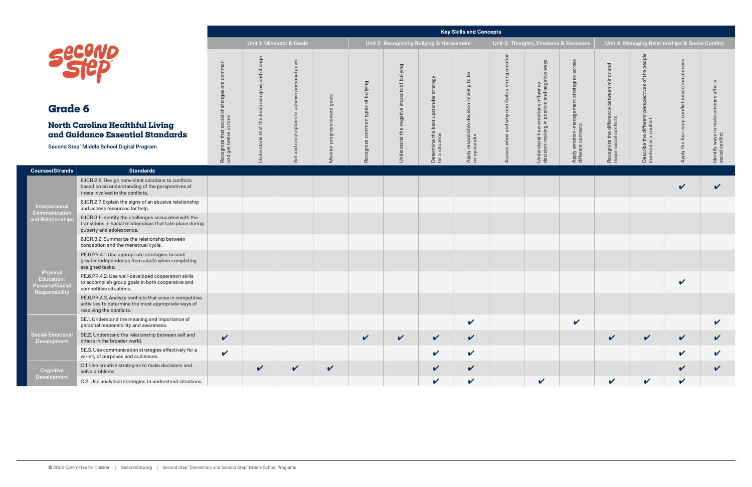# Grade 6

## North Carolina Healthful Living and Guidance Essential Standards

Second Step® Middle School Digital Program

| | | Key Skills and Concepts | | | | | | | | | | | | | | |
|---|---|---|---|---|---|---|---|---|---|---|---|---|---|---|---|---|
| | | Unit 1: Mindsets & Goals | | | | Unit 2: Recognizing Bullying & Harassment | | | | Unit 3: Thoughts, Emotions & Decisions | | | Unit 4: Managing Relationships & Social Conflict | | | |
| **Courses/Strands** | **Standards** | Recognize that social challenges are common and get better in time | Understand that the brain can grow and change | Set and create plans to achieve personal goals | Monitor progress toward goals | Recognize common types of bullying | Understand the negative impacts of bullying | Determine the best upstander strategy for a situation | Apply responsible decision-making to be an upstander | Assess when and why one feels a strong emotion | Understand how emotions influence decision-making in positive and negative ways | Apply emotion-management strategies across different contexts | Recognize the difference between minor and major social conflicts | Describe the different perspectives of the people involved in a conflict | Apply the four-step conflict resolution process | Identify ways to make amends after a social conflict |
| Interpersonal Communication and Relationships | 6.ICR.2.6. Design nonviolent solutions to conflicts based on an understanding of the perspectives of those involved in the conflicts. | | | | | | | | | | | | | | ✔ | ✔ |
| | 6.ICR.2.7. Explain the signs of an abusive relationship and access resources for help. | | | | | | | | | | | | | | | |
| | 6.ICR.3.1. Identify the challenges associated with the transitions in social relationships that take place during puberty and adolescence. | | | | | | | | | | | | | | | |
| | 6.ICR.3.2. Summarize the relationship between conception and the menstrual cycle. | | | | | | | | | | | | | | | |
| Physical Education: Personal/Social Responsibility | PE.6.PR.4.1. Use appropriate strategies to seek greater independence from adults when completing assigned tasks. | | | | | | | | | | | | | | | |
| | PE.6.PR.4.2. Use well-developed cooperation skills to accomplish group goals in both cooperative and competitive situations. | | | | | | | | | | | | | | ✔ | |
| | PE.6.PR.4.3. Analyze conflicts that arise in competitive activities to determine the most appropriate ways of resolving the conflicts. | | | | | | | | | | | | | | | |
| Social-Emotional Development | SE.1. Understand the meaning and importance of personal responsibility and awareness. | | | | | | | | ✔ | | | ✔ | | | | ✔ |
| | SE.2. Understand the relationship between self and others in the broader world. | ✔ | | | | ✔ | ✔ | ✔ | ✔ | | | | ✔ | ✔ | ✔ | ✔ |
| | SE.3. Use communication strategies effectively for a variety of purposes and audiences. | ✔ | | | | | | ✔ | ✔ | | | | | | ✔ | ✔ |
| Cognitive Development | C.1. Use creative strategies to make decisions and solve problems. | | ✔ | ✔ | ✔ | | | ✔ | ✔ | | | | | | ✔ | ✔ |
| | C.2. Use analytical strategies to understand situations. | | | | | | | ✔ | ✔ | | ✔ | | ✔ | ✔ | ✔ | |

© 2022 Committee for Children | SecondStep.org | Second Step® Elementary and Second Step® Middle School Programs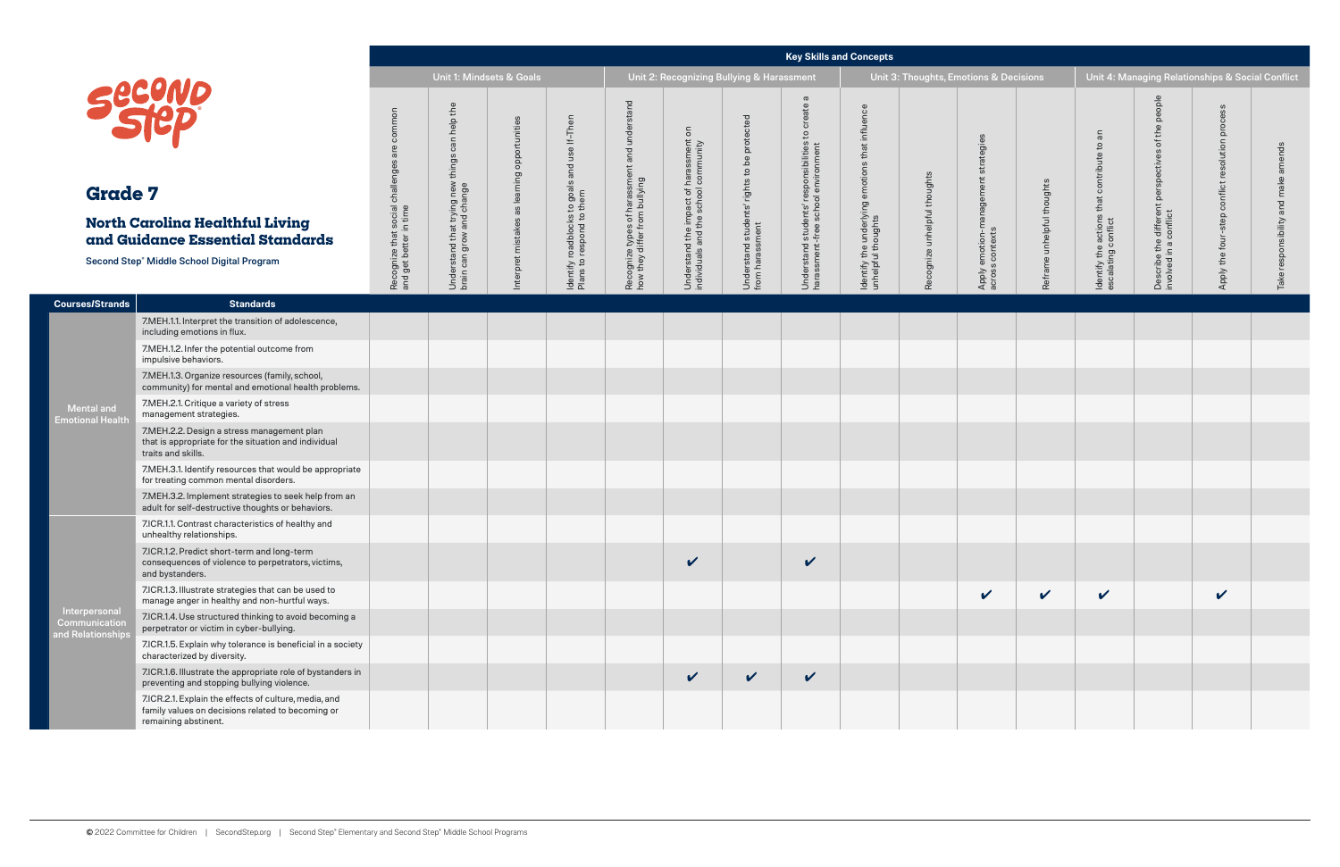# Grade 7

## North Carolina Healthful Living and Guidance Essential Standards

Second Step® Middle School Digital Program

| | | Key Skills and Concepts | | | | | | | | | | | | | | | |
|---|---|---|---|---|---|---|---|---|---|---|---|---|---|---|---|---|---|
| | | Unit 1: Mindsets & Goals | | | | Unit 2: Recognizing Bullying & Harassment | | | | Unit 3: Thoughts, Emotions & Decisions | | | | Unit 4: Managing Relationships & Social Conflict | | | |
| **Courses/Strands** | **Standards** | Recognize that social challenges are common and get better in time | Understand that trying new things can help the brain can grow and change | Interpret mistakes as learning opportunities | Identify roadblocks to goals and use If-Then Plans to respond to them | Recognize types of harassment and understand how they differ from bullying | Understand the impact of harassment on individuals and the school community | Understand students' rights to be protected from harassment | Understand students' responsibilities to create a harassment-free school environment | Identify the underlying emotions that influence unhelpful thoughts | Recognize unhelpful thoughts | Apply emotion-management strategies across contexts | Reframe unhelpful thoughts | Identify the actions that contribute to an escalating conflict | Describe the different perspectives of the people involved in a conflict | Apply the four-step conflict resolution process | Take responsibility and make amends |
| Mental and Emotional Health | 7.MEH.1.1. Interpret the transition of adolescence, including emotions in flux. | | | | | | | | | | | | | | | | |
| | 7.MEH.1.2. Infer the potential outcome from impulsive behaviors. | | | | | | | | | | | | | | | | |
| | 7.MEH.1.3. Organize resources (family, school, community) for mental and emotional health problems. | | | | | | | | | | | | | | | | |
| | 7.MEH.2.1. Critique a variety of stress management strategies. | | | | | | | | | | | | | | | | |
| | 7.MEH.2.2. Design a stress management plan that is appropriate for the situation and individual traits and skills. | | | | | | | | | | | | | | | | |
| | 7.MEH.3.1. Identify resources that would be appropriate for treating common mental disorders. | | | | | | | | | | | | | | | | |
| | 7.MEH.3.2. Implement strategies to seek help from an adult for self-destructive thoughts or behaviors. | | | | | | | | | | | | | | | | |
| Interpersonal Communication and Relationships | 7.ICR.1.1. Contrast characteristics of healthy and unhealthy relationships. | | | | | | | | | | | | | | | | |
| | 7.ICR.1.2. Predict short-term and long-term consequences of violence to perpetrators, victims, and bystanders. | | | | | | ✔ | | ✔ | | | | | | | | |
| | 7.ICR.1.3. Illustrate strategies that can be used to manage anger in healthy and non-hurtful ways. | | | | | | | | | | | ✔ | ✔ | ✔ | | ✔ | |
| | 7.ICR.1.4. Use structured thinking to avoid becoming a perpetrator or victim in cyber-bullying. | | | | | | | | | | | | | | | | |
| | 7.ICR.1.5. Explain why tolerance is beneficial in a society characterized by diversity. | | | | | | | | | | | | | | | | |
| | 7.ICR.1.6. Illustrate the appropriate role of bystanders in preventing and stopping bullying violence. | | | | | | ✔ | ✔ | ✔ | | | | | | | | |
| | 7.ICR.2.1. Explain the effects of culture, media, and family values on decisions related to becoming or remaining abstinent. | | | | | | | | | | | | | | | | |

© 2022 Committee for Children | SecondStep.org | Second Step® Elementary and Second Step® Middle School Programs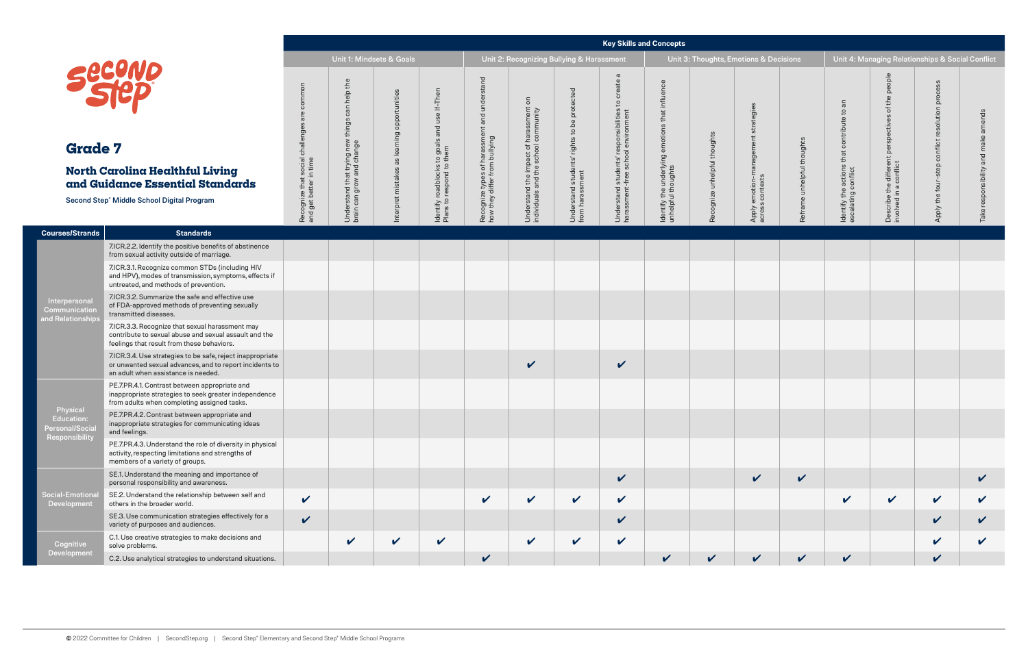# Grade 7

## North Carolina Healthful Living and Guidance Essential Standards

Second Step® Middle School Digital Program

| Courses/Strands | Standards | Unit 1: Mindsets & Goals | | | | Unit 2: Recognizing Bullying & Harassment | | | | Unit 3: Thoughts, Emotions & Decisions | | | | Unit 4: Managing Relationships & Social Conflict | | | |
|---|---|---|---|---|---|---|---|---|---|---|---|---|---|---|---|---|---|
| | | Recognize that social challenges are common and get better in time | Understand that trying new things can help the brain can grow and change | Interpret mistakes as learning opportunities | Identify roadblocks to goals and use If-Then Plans to respond to them | Recognize types of harassment and understand how they differ from bullying | Understand the impact of harassment on individuals and the school community | Understand students' rights to be protected from harassment | Understand students' responsibilities to create a harassment-free school environment | Identify the underlying emotions that influence unhelpful thoughts | Recognize unhelpful thoughts | Apply emotion-management strategies across contexts | Reframe unhelpful thoughts | Identify the actions that contribute to an escalating conflict | Describe the different perspectives of the people involved in a conflict | Apply the four-step conflict resolution process | Take responsibility and make amends |
| Interpersonal Communication and Relationships | 7.ICR.2.2. Identify the positive benefits of abstinence from sexual activity outside of marriage. | | | | | | | | | | | | | | | | |
| | 7.ICR.3.1. Recognize common STDs (including HIV and HPV), modes of transmission, symptoms, effects if untreated, and methods of prevention. | | | | | | | | | | | | | | | | |
| | 7.ICR.3.2. Summarize the safe and effective use of FDA-approved methods of preventing sexually transmitted diseases. | | | | | | | | | | | | | | | | |
| | 7.ICR.3.3. Recognize that sexual harassment may contribute to sexual abuse and sexual assault and the feelings that result from these behaviors. | | | | | | | | | | | | | | | | |
| | 7.ICR.3.4. Use strategies to be safe, reject inappropriate or unwanted sexual advances, and to report incidents to an adult when assistance is needed. | | | | | | ✔ | | ✔ | | | | | | | | |
| Physical Education: Personal/Social Responsibility | PE.7.PR.4.1. Contrast between appropriate and inappropriate strategies to seek greater independence from adults when completing assigned tasks. | | | | | | | | | | | | | | | | |
| | PE.7.PR.4.2. Contrast between appropriate and inappropriate strategies for communicating ideas and feelings. | | | | | | | | | | | | | | | | |
| | PE.7.PR.4.3. Understand the role of diversity in physical activity, respecting limitations and strengths of members of a variety of groups. | | | | | | | | | | | | | | | | |
| Social-Emotional Development | SE.1. Understand the meaning and importance of personal responsibility and awareness. | | | | | | | | ✔ | | | ✔ | ✔ | | | | ✔ |
| | SE.2. Understand the relationship between self and others in the broader world. | ✔ | | | | ✔ | ✔ | ✔ | ✔ | | | | | ✔ | ✔ | ✔ | ✔ |
| | SE.3. Use communication strategies effectively for a variety of purposes and audiences. | ✔ | | | | | | | ✔ | | | | | | | ✔ | ✔ |
| Cognitive Development | C.1. Use creative strategies to make decisions and solve problems. | | ✔ | ✔ | ✔ | | ✔ | ✔ | ✔ | | | | | | | ✔ | ✔ |
| | C.2. Use analytical strategies to understand situations. | | | | | ✔ | | | | ✔ | ✔ | ✔ | ✔ | ✔ | | ✔ | |

© 2022 Committee for Children | SecondStep.org | Second Step® Elementary and Second Step® Middle School Programs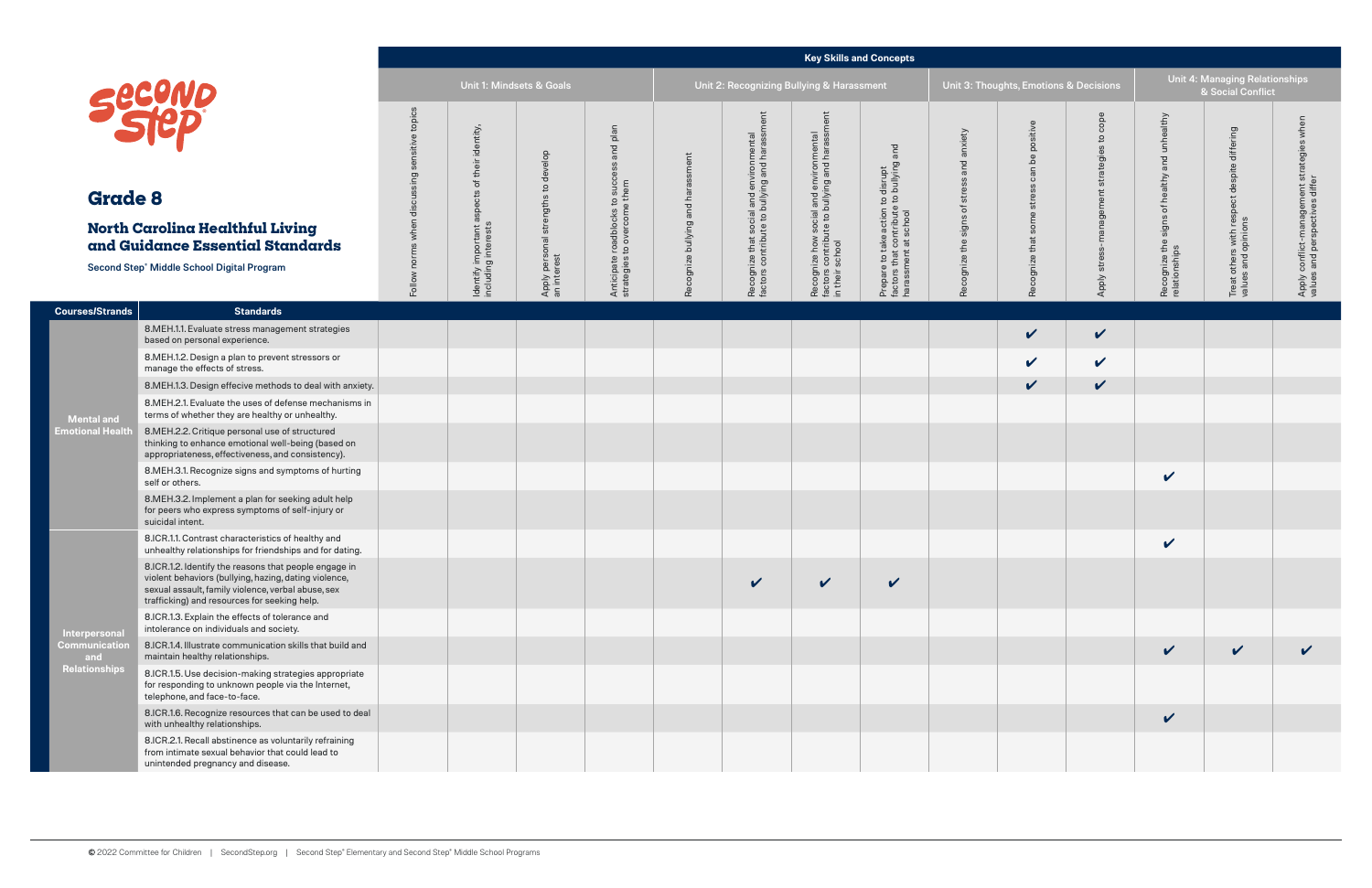# Grade 8

## North Carolina Healthful Living and Guidance Essential Standards

Second Step® Middle School Digital Program

| Courses/Strands | Standards | Unit 1: Mindsets & Goals | | | | Unit 2: Recognizing Bullying & Harassment | | | | Unit 3: Thoughts, Emotions & Decisions | | | Unit 4: Managing Relationships & Social Conflict | | |
|---|---|---|---|---|---|---|---|---|---|---|---|---|---|---|---|
| | | Follow norms when discussing sensitive topics | Identify important aspects of their identity, including interests | Apply personal strengths to develop an interest | Anticipate roadblocks to success and plan strategies to overcome them | Recognize bullying and harassment | Recognize that social and environmental factors contribute to bullying and harassment | Recognize how social and environmental factors contribute to bullying and harassment in their school | Prepare to take action to disrupt factors that contribute to bullying and harassment at school | Recognize the signs of stress and anxiety | Recognize that some stress can be positive | Apply stress-management strategies to cope | Recognize the signs of healthy and unhealthy relationships | Treat others with respect despite differing values and opinions | Apply conflict-management strategies when values and perspectives differ |
| Mental and Emotional Health | 8.MEH.1.1. Evaluate stress management strategies based on personal experience. | | | | | | | | | | ✔ | ✔ | | | |
| | 8.MEH.1.2. Design a plan to prevent stressors or manage the effects of stress. | | | | | | | | | | ✔ | ✔ | | | |
| | 8.MEH.1.3. Design effecive methods to deal with anxiety. | | | | | | | | | | ✔ | ✔ | | | |
| | 8.MEH.2.1. Evaluate the uses of defense mechanisms in terms of whether they are healthy or unhealthy. | | | | | | | | | | | | | | |
| | 8.MEH.2.2. Critique personal use of structured thinking to enhance emotional well-being (based on appropriateness, effectiveness, and consistency). | | | | | | | | | | | | | | |
| | 8.MEH.3.1. Recognize signs and symptoms of hurting self or others. | | | | | | | | | | | | ✔ | | |
| | 8.MEH.3.2. Implement a plan for seeking adult help for peers who express symptoms of self-injury or suicidal intent. | | | | | | | | | | | | | | |
| Interpersonal Communication and Relationships | 8.ICR.1.1. Contrast characteristics of healthy and unhealthy relationships for friendships and for dating. | | | | | | | | | | | | ✔ | | |
| | 8.ICR.1.2. Identify the reasons that people engage in violent behaviors (bullying, hazing, dating violence, sexual assault, family violence, verbal abuse, sex trafficking) and resources for seeking help. | | | | | | ✔ | ✔ | ✔ | | | | | | |
| | 8.ICR.1.3. Explain the effects of tolerance and intolerance on individuals and society. | | | | | | | | | | | | | | |
| | 8.ICR.1.4. Illustrate communication skills that build and maintain healthy relationships. | | | | | | | | | | | | ✔ | ✔ | ✔ |
| | 8.ICR.1.5. Use decision-making strategies appropriate for responding to unknown people via the Internet, telephone, and face-to-face. | | | | | | | | | | | | | | |
| | 8.ICR.1.6. Recognize resources that can be used to deal with unhealthy relationships. | | | | | | | | | | | | ✔ | | |
| | 8.ICR.2.1. Recall abstinence as voluntarily refraining from intimate sexual behavior that could lead to unintended pregnancy and disease. | | | | | | | | | | | | | | |

© 2022 Committee for Children | SecondStep.org | Second Step® Elementary and Second Step® Middle School Programs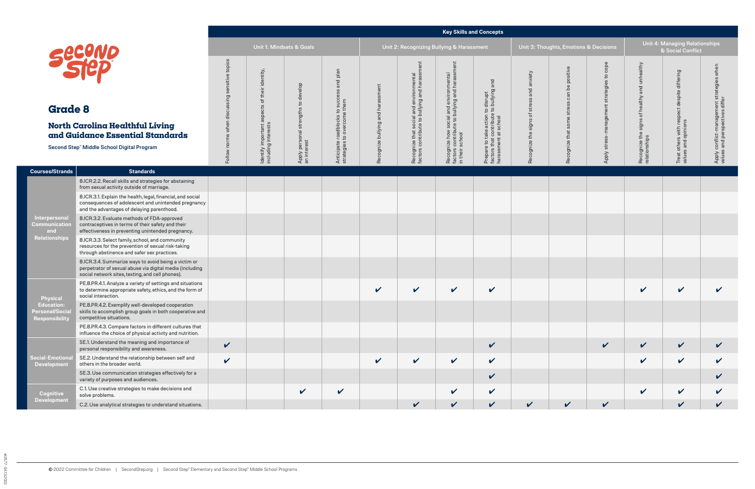# Second Step®

## Grade 8

### North Carolina Healthful Living and Guidance Essential Standards

Second Step® Middle School Digital Program

| Courses/Strands | Standards | Key Skills and Concepts | | | | | | | | | | | | | |
|---|---|---|---|---|---|---|---|---|---|---|---|---|---|---|---|
| | | Unit 1: Mindsets & Goals | | | | Unit 2: Recognizing Bullying & Harassment | | | | Unit 3: Thoughts, Emotions & Decisions | | | Unit 4: Managing Relationships & Social Conflict | | |
| | | Follow norms when discussing sensitive topics | Identify important aspects of their identity, including interests | Apply personal strengths to develop an interest | Anticipate roadblocks to success and plan strategies to overcome them | Recognize bullying and harassment | Recognize that social and environmental factors contribute to bullying and harassment | Recognize how social and environmental factors contribute to bullying and harassment in their school | Prepare to take action to disrupt factors that contribute to bullying and harassment at school | Recognize the signs of stress and anxiety | Recognize that some stress can be positive | Apply stress-management strategies to cope | Recognize the signs of healthy and unhealthy relationships | Treat others with respect despite differing values and opinions | Apply conflict-management strategies when values and perspectives differ |
| Interpersonal Communication and Relationships | 8.ICR.2.2. Recall skills and strategies for abstaining from sexual activity outside of marriage. | | | | | | | | | | | | | | |
| | 8.ICR.3.1. Explain the health, legal, financial, and social consequences of adolescent and unintended pregnancy and the advantages of delaying parenthood. | | | | | | | | | | | | | | |
| | 8.ICR.3.2. Evaluate methods of FDA-approved contraceptives in terms of their safety and their effectiveness in preventing unintended pregnancy. | | | | | | | | | | | | | | |
| | 8.ICR.3.3. Select family, school, and community resources for the prevention of sexual risk-taking through abstinence and safer sex practices. | | | | | | | | | | | | | | |
| | 8.ICR.3.4. Summarize ways to avoid being a victim or perpetrator of sexual abuse via digital media (including social network sites, texting, and cell phones). | | | | | | | | | | | | | | |
| Physical Education: Personal/Social Responsibility | PE.8.PR.4.1. Analyze a variety of settings and situations to determine appropriate safety, ethics, and the form of social interaction. | | | | | ✔ | ✔ | ✔ | ✔ | | | | ✔ | ✔ | ✔ |
| | PE.8.PR.4.2. Exemplify well-developed cooperation skills to accomplish group goals in both cooperative and competitive situations. | | | | | | | | | | | | | | |
| | PE.8.PR.4.3. Compare factors in different cultures that influence the choice of physical activity and nutrition. | | | | | | | | | | | | | | |
| Social-Emotional Development | SE.1. Understand the meaning and importance of personal responsibility and awareness. | ✔ | | | | | | | ✔ | | | ✔ | ✔ | ✔ | ✔ |
| | SE.2. Understand the relationship between self and others in the broader world. | ✔ | | | | ✔ | ✔ | ✔ | ✔ | | | | ✔ | ✔ | ✔ |
| | SE.3. Use communication strategies effectively for a variety of purposes and audiences. | | | | | | | | ✔ | | | | | | ✔ |
| Cognitive Development | C.1. Use creative strategies to make decisions and solve problems. | | | ✔ | ✔ | | | ✔ | ✔ | | | | ✔ | ✔ | ✔ |
| | C.2. Use analytical strategies to understand situations. | | | | | | ✔ | ✔ | ✔ | ✔ | ✔ | ✔ | | ✔ | ✔ |